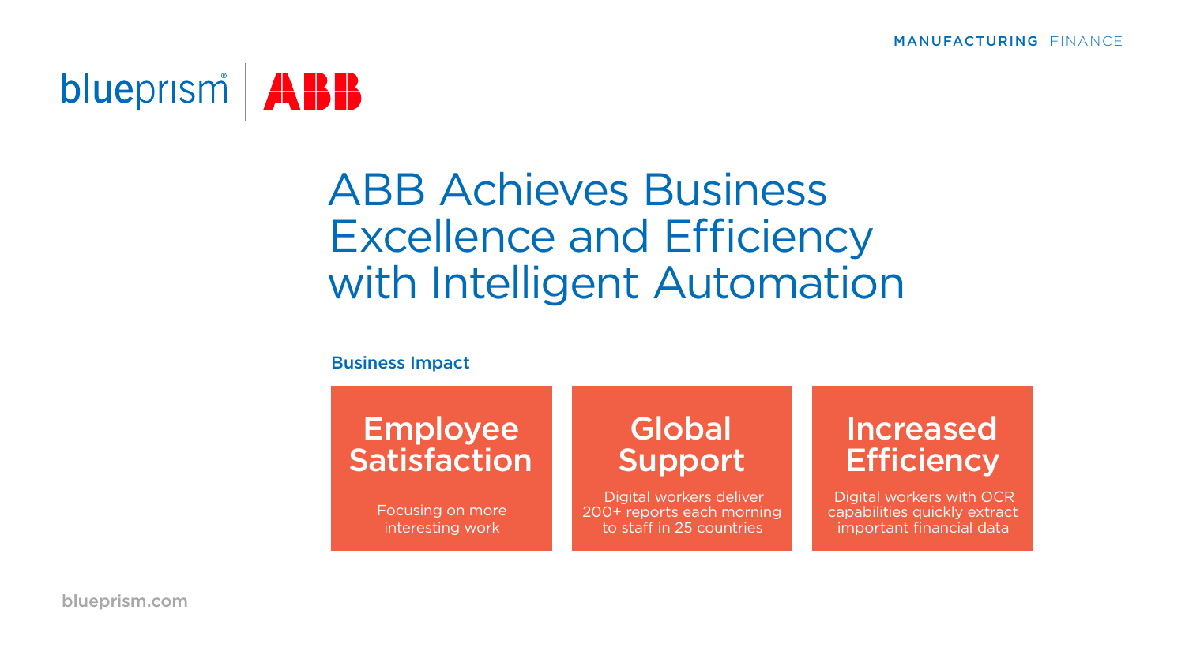MANUFACTURING FINANCE

blueprism | ABB

# ABB Achieves Business Excellence and Efficiency with Intelligent Automation

**Business Impact**

### Employee Satisfaction

Focusing on more interesting work

### Global Support

Digital workers deliver 200+ reports each morning to staff in 25 countries

### Increased Efficiency

Digital workers with OCR capabilities quickly extract important financial data

blueprism.com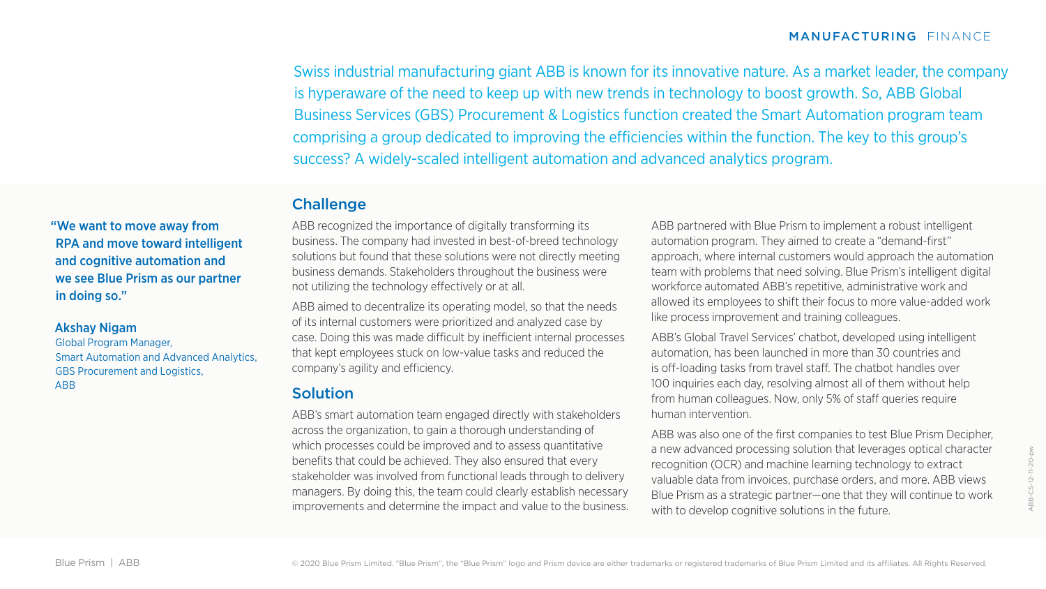MANUFACTURING FINANCE

Swiss industrial manufacturing giant ABB is known for its innovative nature. As a market leader, the company is hyperaware of the need to keep up with new trends in technology to boost growth. So, ABB Global Business Services (GBS) Procurement & Logistics function created the Smart Automation program team comprising a group dedicated to improving the efficiencies within the function. The key to this group's success? A widely-scaled intelligent automation and advanced analytics program.

> **"We want to move away from RPA and move toward intelligent and cognitive automation and we see Blue Prism as our partner in doing so."**
>
> **Akshay Nigam**
> Global Program Manager,
> Smart Automation and Advanced Analytics,
> GBS Procurement and Logistics,
> ABB

## Challenge

ABB recognized the importance of digitally transforming its business. The company had invested in best-of-breed technology solutions but found that these solutions were not directly meeting business demands. Stakeholders throughout the business were not utilizing the technology effectively or at all.

ABB aimed to decentralize its operating model, so that the needs of its internal customers were prioritized and analyzed case by case. Doing this was made difficult by inefficient internal processes that kept employees stuck on low-value tasks and reduced the company's agility and efficiency.

## Solution

ABB's smart automation team engaged directly with stakeholders across the organization, to gain a thorough understanding of which processes could be improved and to assess quantitative benefits that could be achieved. They also ensured that every stakeholder was involved from functional leads through to delivery managers. By doing this, the team could clearly establish necessary improvements and determine the impact and value to the business.

ABB partnered with Blue Prism to implement a robust intelligent automation program. They aimed to create a "demand-first" approach, where internal customers would approach the automation team with problems that need solving. Blue Prism's intelligent digital workforce automated ABB's repetitive, administrative work and allowed its employees to shift their focus to more value-added work like process improvement and training colleagues.

ABB's Global Travel Services' chatbot, developed using intelligent automation, has been launched in more than 30 countries and is off-loading tasks from travel staff. The chatbot handles over 100 inquiries each day, resolving almost all of them without help from human colleagues. Now, only 5% of staff queries require human intervention.

ABB was also one of the first companies to test Blue Prism Decipher, a new advanced processing solution that leverages optical character recognition (OCR) and machine learning technology to extract valuable data from invoices, purchase orders, and more. ABB views Blue Prism as a strategic partner—one that they will continue to work with to develop cognitive solutions in the future.

Blue Prism | ABB

© 2020 Blue Prism Limited. "Blue Prism", the "Blue Prism" logo and Prism device are either trademarks or registered trademarks of Blue Prism Limited and its affiliates. All Rights Reserved.

ABB-CS-12-11-20-pw